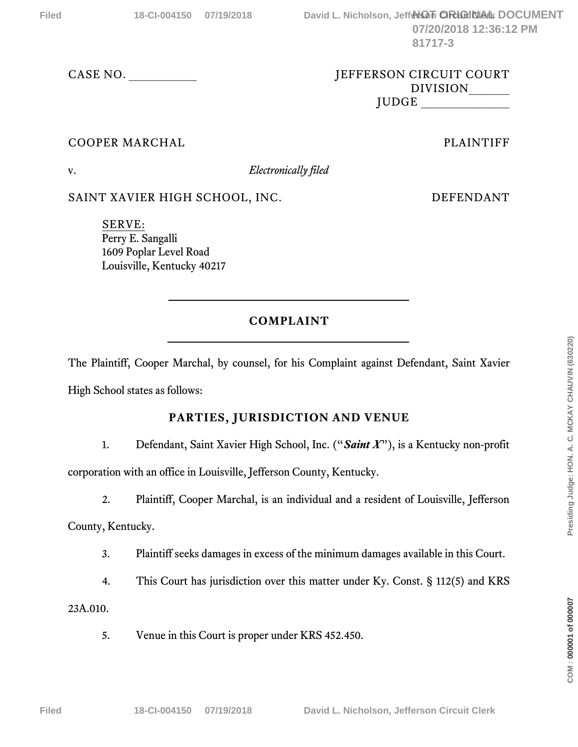CASE NO. __________ JEFFERSON CIRCUIT COURT
DIVISION______
JUDGE _____________

COOPER MARCHAL PLAINTIFF

v. *Electronically filed*

SAINT XAVIER HIGH SCHOOL, INC. DEFENDANT

SERVE:
Perry E. Sangalli
1609 Poplar Level Road
Louisville, Kentucky 40217

---

**COMPLAINT**

---

The Plaintiff, Cooper Marchal, by counsel, for his Complaint against Defendant, Saint Xavier High School states as follows:

**PARTIES, JURISDICTION AND VENUE**

1. Defendant, Saint Xavier High School, Inc. ("***Saint X***"), is a Kentucky non-profit corporation with an office in Louisville, Jefferson County, Kentucky.

2. Plaintiff, Cooper Marchal, is an individual and a resident of Louisville, Jefferson County, Kentucky.

3. Plaintiff seeks damages in excess of the minimum damages available in this Court.

4. This Court has jurisdiction over this matter under Ky. Const. § 112(5) and KRS 23A.010.

5. Venue in this Court is proper under KRS 452.450.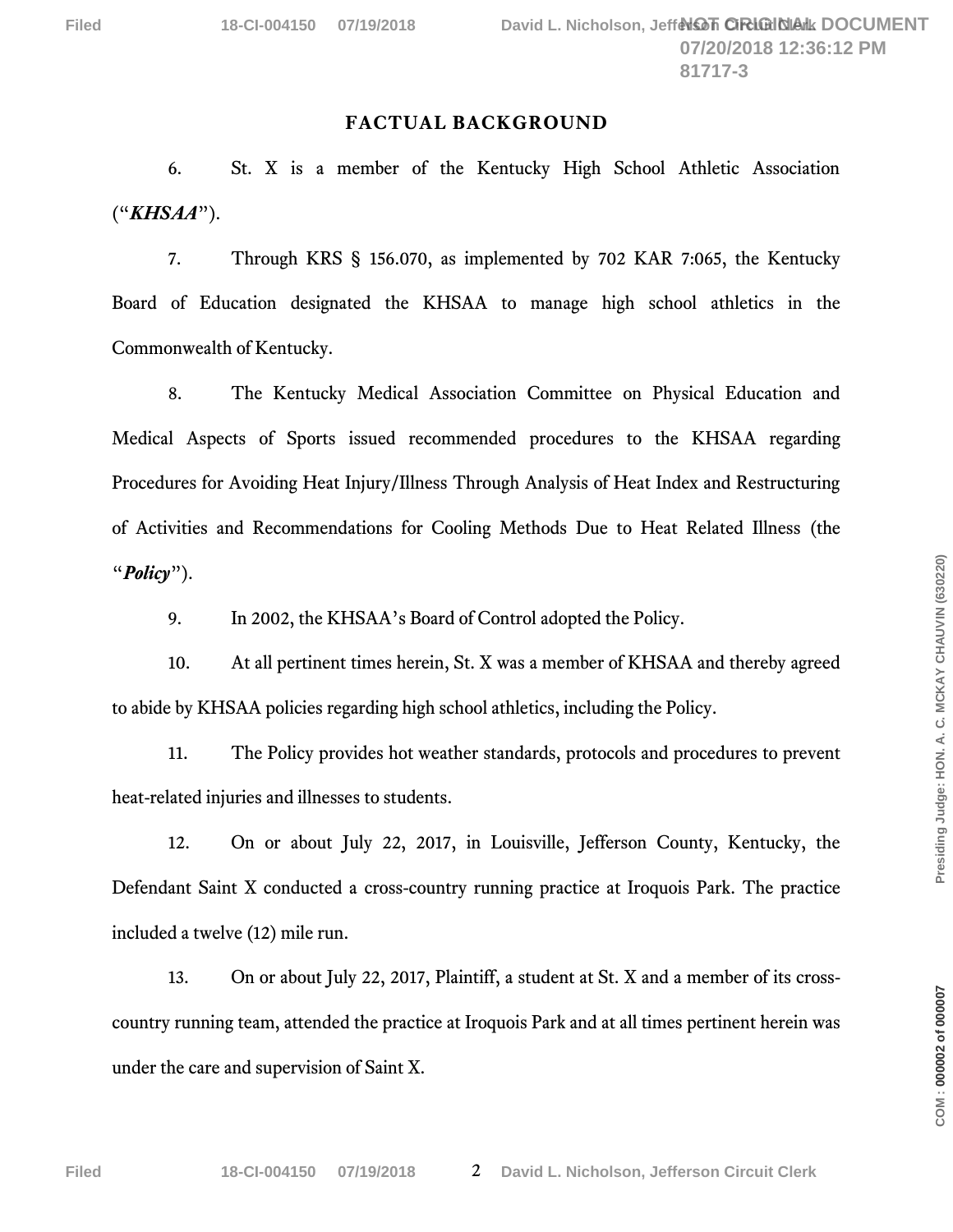## FACTUAL BACKGROUND

6. St. X is a member of the Kentucky High School Athletic Association ("***KHSAA***").

7. Through KRS § 156.070, as implemented by 702 KAR 7:065, the Kentucky Board of Education designated the KHSAA to manage high school athletics in the Commonwealth of Kentucky.

8. The Kentucky Medical Association Committee on Physical Education and Medical Aspects of Sports issued recommended procedures to the KHSAA regarding Procedures for Avoiding Heat Injury/Illness Through Analysis of Heat Index and Restructuring of Activities and Recommendations for Cooling Methods Due to Heat Related Illness (the "***Policy***").

9. In 2002, the KHSAA's Board of Control adopted the Policy.

10. At all pertinent times herein, St. X was a member of KHSAA and thereby agreed to abide by KHSAA policies regarding high school athletics, including the Policy.

11. The Policy provides hot weather standards, protocols and procedures to prevent heat-related injuries and illnesses to students.

12. On or about July 22, 2017, in Louisville, Jefferson County, Kentucky, the Defendant Saint X conducted a cross-country running practice at Iroquois Park. The practice included a twelve (12) mile run.

13. On or about July 22, 2017, Plaintiff, a student at St. X and a member of its cross-country running team, attended the practice at Iroquois Park and at all times pertinent herein was under the care and supervision of Saint X.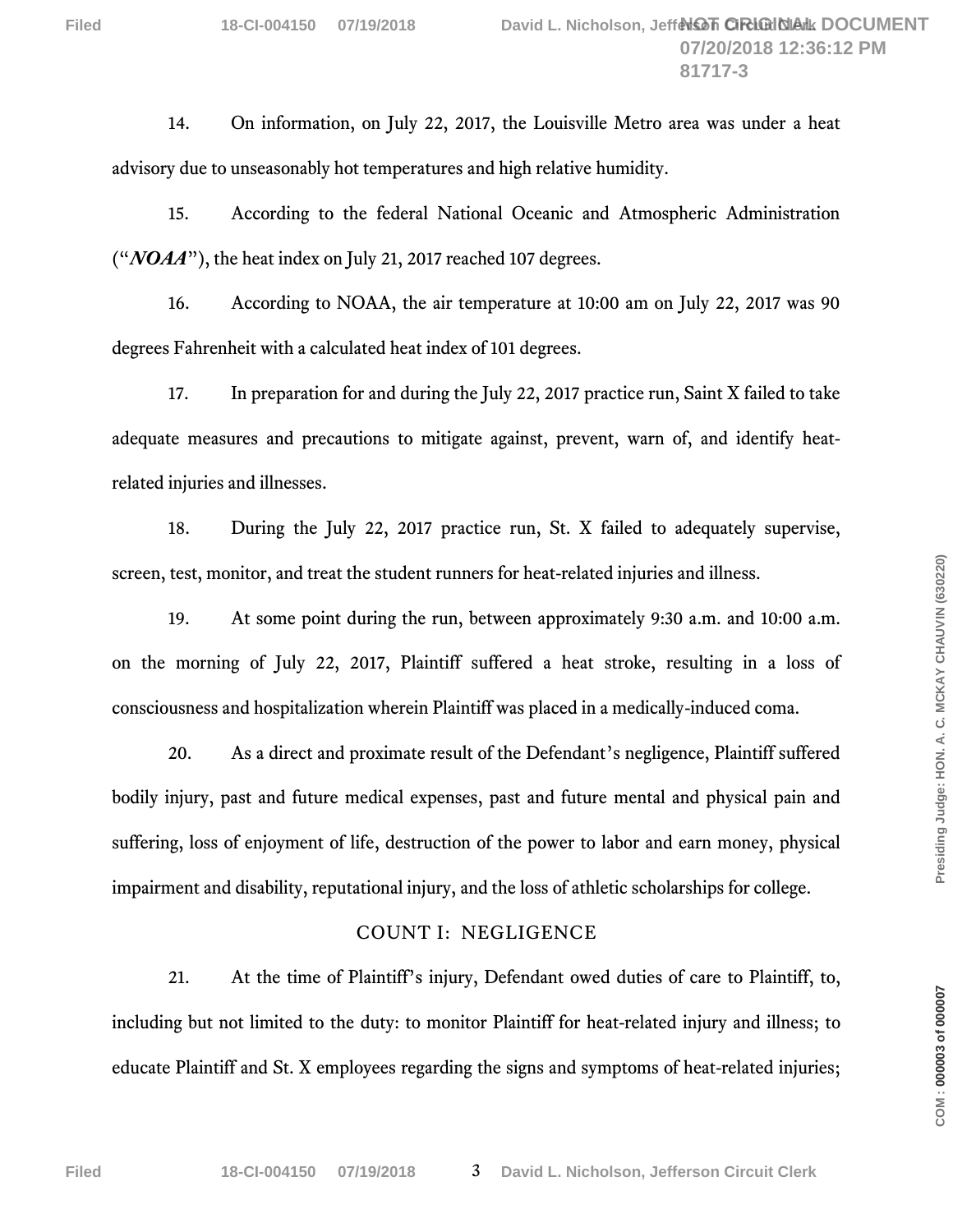14. On information, on July 22, 2017, the Louisville Metro area was under a heat advisory due to unseasonably hot temperatures and high relative humidity.

15. According to the federal National Oceanic and Atmospheric Administration ("***NOAA***"), the heat index on July 21, 2017 reached 107 degrees.

16. According to NOAA, the air temperature at 10:00 am on July 22, 2017 was 90 degrees Fahrenheit with a calculated heat index of 101 degrees.

17. In preparation for and during the July 22, 2017 practice run, Saint X failed to take adequate measures and precautions to mitigate against, prevent, warn of, and identify heat-related injuries and illnesses.

18. During the July 22, 2017 practice run, St. X failed to adequately supervise, screen, test, monitor, and treat the student runners for heat-related injuries and illness.

19. At some point during the run, between approximately 9:30 a.m. and 10:00 a.m. on the morning of July 22, 2017, Plaintiff suffered a heat stroke, resulting in a loss of consciousness and hospitalization wherein Plaintiff was placed in a medically-induced coma.

20. As a direct and proximate result of the Defendant's negligence, Plaintiff suffered bodily injury, past and future medical expenses, past and future mental and physical pain and suffering, loss of enjoyment of life, destruction of the power to labor and earn money, physical impairment and disability, reputational injury, and the loss of athletic scholarships for college.

## COUNT I: NEGLIGENCE

21. At the time of Plaintiff's injury, Defendant owed duties of care to Plaintiff, to, including but not limited to the duty: to monitor Plaintiff for heat-related injury and illness; to educate Plaintiff and St. X employees regarding the signs and symptoms of heat-related injuries;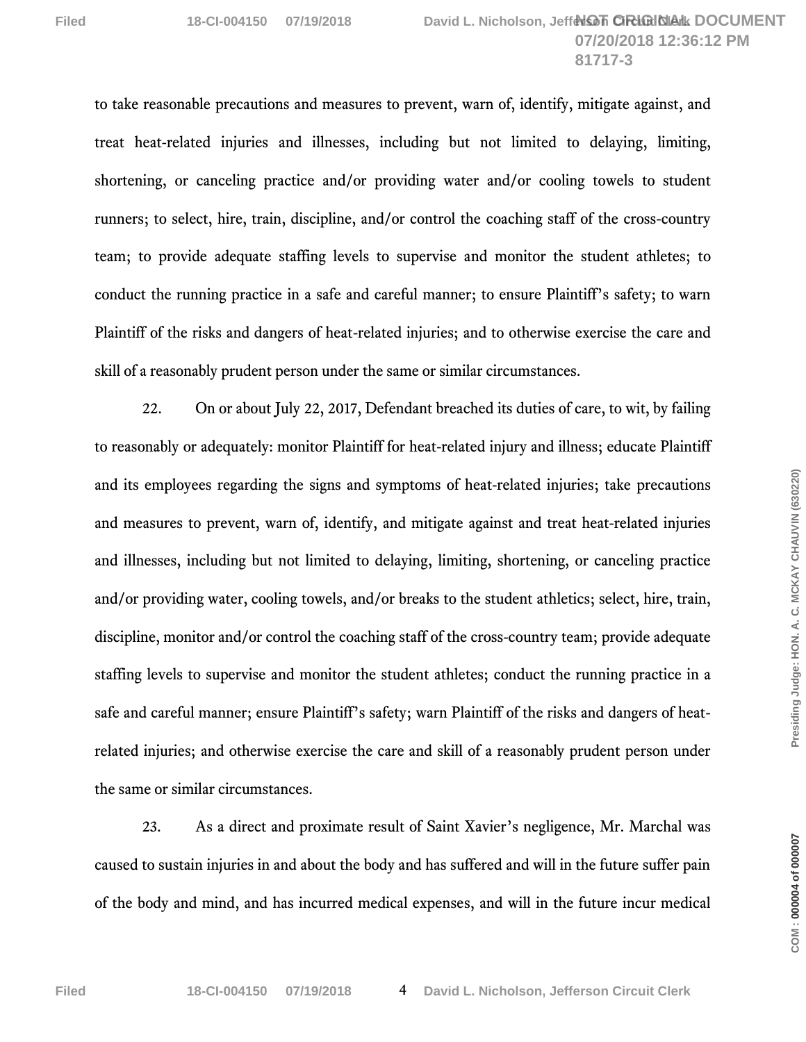to take reasonable precautions and measures to prevent, warn of, identify, mitigate against, and treat heat-related injuries and illnesses, including but not limited to delaying, limiting, shortening, or canceling practice and/or providing water and/or cooling towels to student runners; to select, hire, train, discipline, and/or control the coaching staff of the cross-country team; to provide adequate staffing levels to supervise and monitor the student athletes; to conduct the running practice in a safe and careful manner; to ensure Plaintiff's safety; to warn Plaintiff of the risks and dangers of heat-related injuries; and to otherwise exercise the care and skill of a reasonably prudent person under the same or similar circumstances.

22. On or about July 22, 2017, Defendant breached its duties of care, to wit, by failing to reasonably or adequately: monitor Plaintiff for heat-related injury and illness; educate Plaintiff and its employees regarding the signs and symptoms of heat-related injuries; take precautions and measures to prevent, warn of, identify, and mitigate against and treat heat-related injuries and illnesses, including but not limited to delaying, limiting, shortening, or canceling practice and/or providing water, cooling towels, and/or breaks to the student athletics; select, hire, train, discipline, monitor and/or control the coaching staff of the cross-country team; provide adequate staffing levels to supervise and monitor the student athletes; conduct the running practice in a safe and careful manner; ensure Plaintiff's safety; warn Plaintiff of the risks and dangers of heat-related injuries; and otherwise exercise the care and skill of a reasonably prudent person under the same or similar circumstances.

23. As a direct and proximate result of Saint Xavier's negligence, Mr. Marchal was caused to sustain injuries in and about the body and has suffered and will in the future suffer pain of the body and mind, and has incurred medical expenses, and will in the future incur medical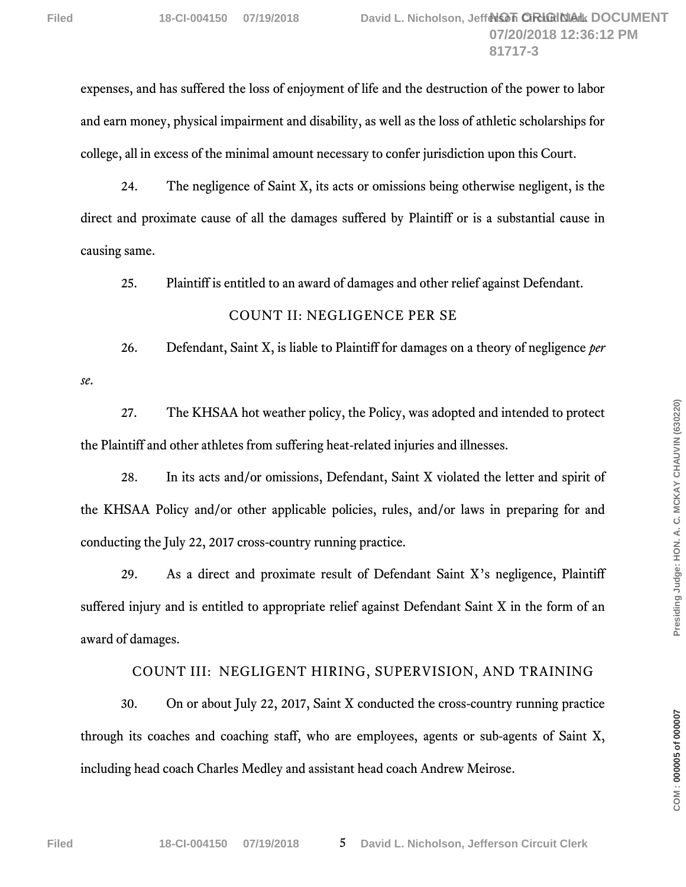expenses, and has suffered the loss of enjoyment of life and the destruction of the power to labor and earn money, physical impairment and disability, as well as the loss of athletic scholarships for college, all in excess of the minimal amount necessary to confer jurisdiction upon this Court.

24. The negligence of Saint X, its acts or omissions being otherwise negligent, is the direct and proximate cause of all the damages suffered by Plaintiff or is a substantial cause in causing same.

25. Plaintiff is entitled to an award of damages and other relief against Defendant.

## COUNT II: NEGLIGENCE PER SE

26. Defendant, Saint X, is liable to Plaintiff for damages on a theory of negligence *per se*.

27. The KHSAA hot weather policy, the Policy, was adopted and intended to protect the Plaintiff and other athletes from suffering heat-related injuries and illnesses.

28. In its acts and/or omissions, Defendant, Saint X violated the letter and spirit of the KHSAA Policy and/or other applicable policies, rules, and/or laws in preparing for and conducting the July 22, 2017 cross-country running practice.

29. As a direct and proximate result of Defendant Saint X's negligence, Plaintiff suffered injury and is entitled to appropriate relief against Defendant Saint X in the form of an award of damages.

## COUNT III: NEGLIGENT HIRING, SUPERVISION, AND TRAINING

30. On or about July 22, 2017, Saint X conducted the cross-country running practice through its coaches and coaching staff, who are employees, agents or sub-agents of Saint X, including head coach Charles Medley and assistant head coach Andrew Meirose.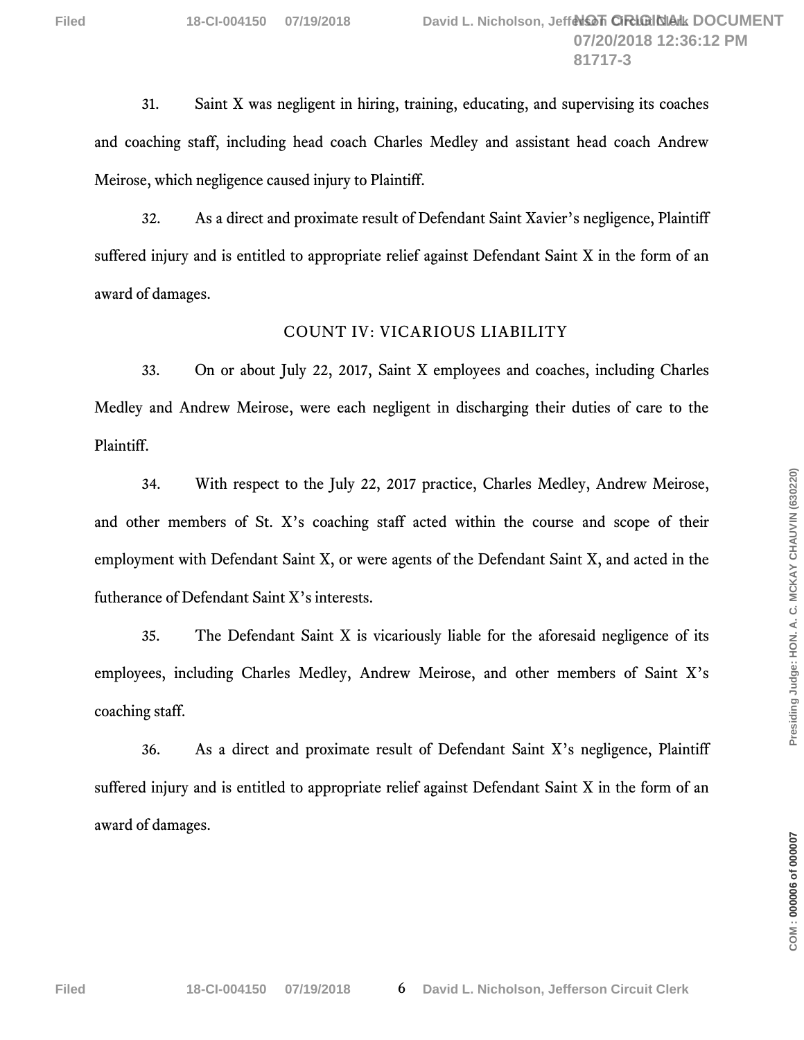31. Saint X was negligent in hiring, training, educating, and supervising its coaches and coaching staff, including head coach Charles Medley and assistant head coach Andrew Meirose, which negligence caused injury to Plaintiff.

32. As a direct and proximate result of Defendant Saint Xavier's negligence, Plaintiff suffered injury and is entitled to appropriate relief against Defendant Saint X in the form of an award of damages.

## COUNT IV: VICARIOUS LIABILITY

33. On or about July 22, 2017, Saint X employees and coaches, including Charles Medley and Andrew Meirose, were each negligent in discharging their duties of care to the Plaintiff.

34. With respect to the July 22, 2017 practice, Charles Medley, Andrew Meirose, and other members of St. X's coaching staff acted within the course and scope of their employment with Defendant Saint X, or were agents of the Defendant Saint X, and acted in the futherance of Defendant Saint X's interests.

35. The Defendant Saint X is vicariously liable for the aforesaid negligence of its employees, including Charles Medley, Andrew Meirose, and other members of Saint X's coaching staff.

36. As a direct and proximate result of Defendant Saint X's negligence, Plaintiff suffered injury and is entitled to appropriate relief against Defendant Saint X in the form of an award of damages.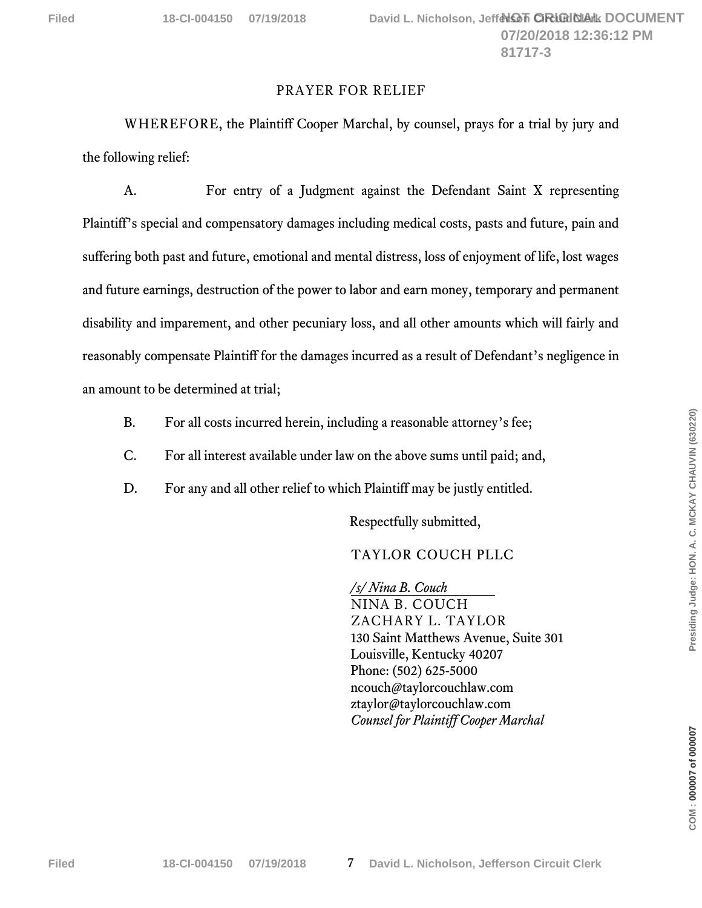## PRAYER FOR RELIEF

WHEREFORE, the Plaintiff Cooper Marchal, by counsel, prays for a trial by jury and the following relief:

A. For entry of a Judgment against the Defendant Saint X representing Plaintiff's special and compensatory damages including medical costs, pasts and future, pain and suffering both past and future, emotional and mental distress, loss of enjoyment of life, lost wages and future earnings, destruction of the power to labor and earn money, temporary and permanent disability and imparement, and other pecuniary loss, and all other amounts which will fairly and reasonably compensate Plaintiff for the damages incurred as a result of Defendant's negligence in an amount to be determined at trial;

B. For all costs incurred herein, including a reasonable attorney's fee;

C. For all interest available under law on the above sums until paid; and,

D. For any and all other relief to which Plaintiff may be justly entitled.

Respectfully submitted,

TAYLOR COUCH PLLC

*/s/ Nina B. Couch*
NINA B. COUCH
ZACHARY L. TAYLOR
130 Saint Matthews Avenue, Suite 301
Louisville, Kentucky 40207
Phone: (502) 625-5000
ncouch@taylorcouchlaw.com
ztaylor@taylorcouchlaw.com
*Counsel for Plaintiff Cooper Marchal*